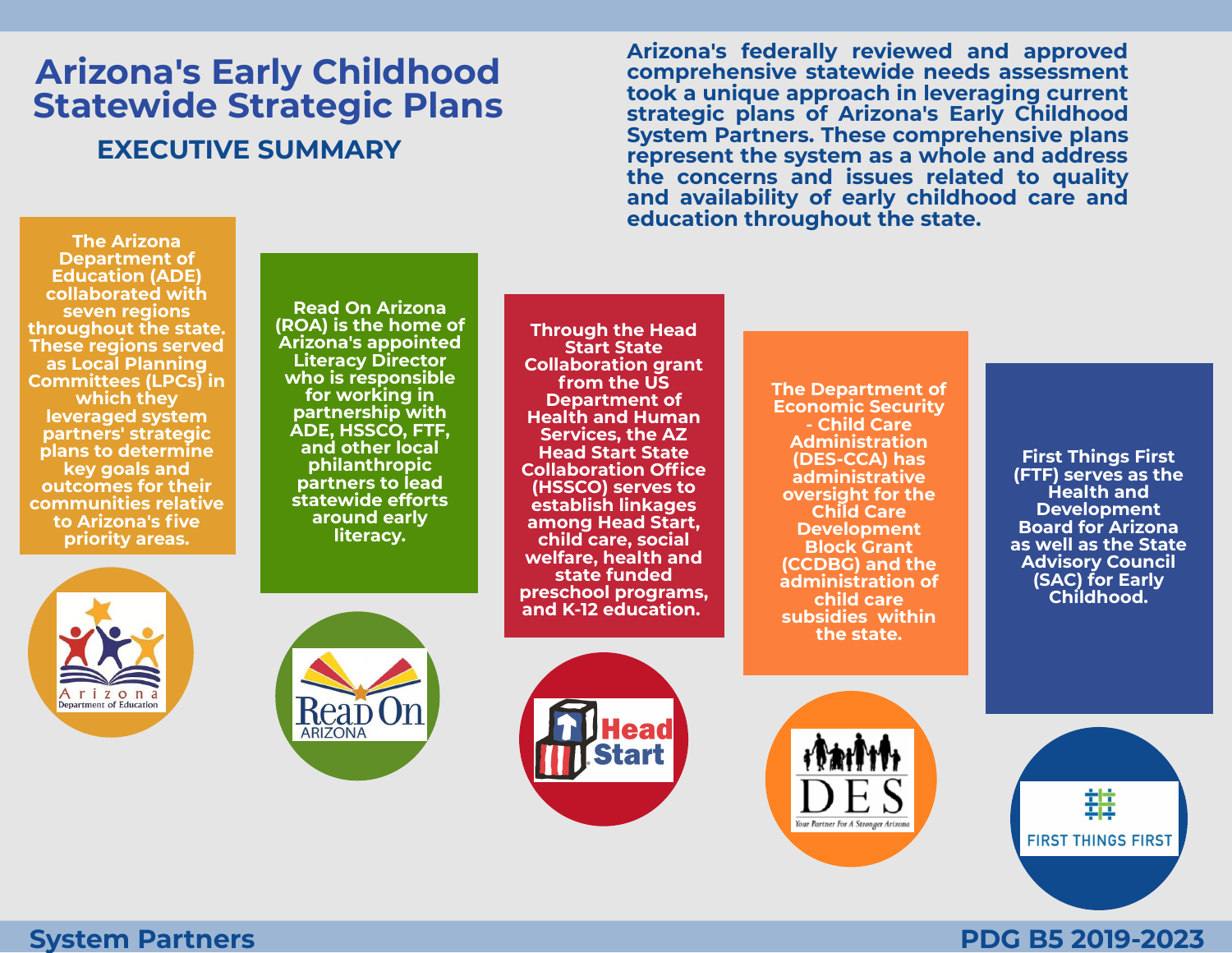# Arizona's Early Childhood Statewide Strategic Plans

## EXECUTIVE SUMMARY

**Arizona's federally reviewed and approved comprehensive statewide needs assessment took a unique approach in leveraging current strategic plans of Arizona's Early Childhood System Partners. These comprehensive plans represent the system as a whole and address the concerns and issues related to quality and availability of early childhood care and education throughout the state.**

**The Arizona Department of Education (ADE) collaborated with seven regions throughout the state. These regions served as Local Planning Committees (LPCs) in which they leveraged system partners' strategic plans to determine key goals and outcomes for their communities relative to Arizona's five priority areas.**

**Read On Arizona (ROA) is the home of Arizona's appointed Literacy Director who is responsible for working in partnership with ADE, HSSCO, FTF, and other local philanthropic partners to lead statewide efforts around early literacy.**

**Through the Head Start State Collaboration grant from the US Department of Health and Human Services, the AZ Head Start State Collaboration Office (HSSCO) serves to establish linkages among Head Start, child care, social welfare, health and state funded preschool programs, and K-12 education.**

**The Department of Economic Security - Child Care Administration (DES-CCA) has administrative oversight for the Child Care Development Block Grant (CCDBG) and the administration of child care subsidies within the state.**

**First Things First (FTF) serves as the Health and Development Board for Arizona as well as the State Advisory Council (SAC) for Early Childhood.**

**System Partners**

**PDG B5 2019-2023**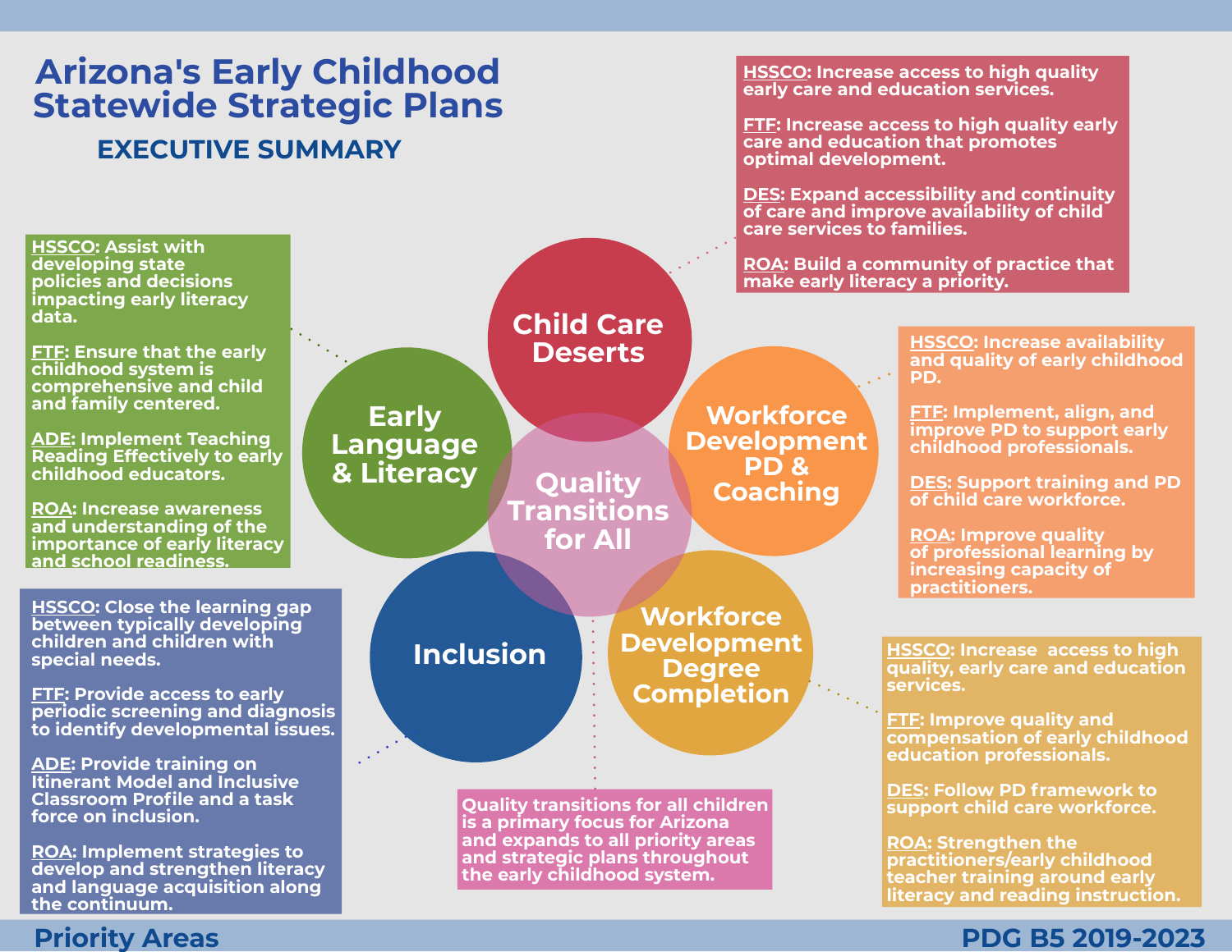# Arizona's Early Childhood Statewide Strategic Plans

## EXECUTIVE SUMMARY

### Child Care Deserts

**HSSCO**: Increase access to high quality early care and education services.

**FTF**: Increase access to high quality early care and education that promotes optimal development.

**DES**: Expand accessibility and continuity of care and improve availability of child care services to families.

**ROA**: Build a community of practice that make early literacy a priority.

### Early Language & Literacy

**HSSCO**: Assist with developing state policies and decisions impacting early literacy data.

**FTF**: Ensure that the early childhood system is comprehensive and child and family centered.

**ADE**: Implement Teaching Reading Effectively to early childhood educators.

**ROA**: Increase awareness and understanding of the importance of early literacy and school readiness.

### Workforce Development PD & Coaching

**HSSCO**: Increase availability and quality of early childhood PD.

**FTF**: Implement, align, and improve PD to support early childhood professionals.

**DES**: Support training and PD of child care workforce.

**ROA**: Improve quality of professional learning by increasing capacity of practitioners.

### Inclusion

**HSSCO**: Close the learning gap between typically developing children and children with special needs.

**FTF**: Provide access to early periodic screening and diagnosis to identify developmental issues.

**ADE**: Provide training on Itinerant Model and Inclusive Classroom Profile and a task force on inclusion.

**ROA**: Implement strategies to develop and strengthen literacy and language acquisition along the continuum.

### Workforce Development Degree Completion

**HSSCO**: Increase access to high quality, early care and education services.

**FTF**: Improve quality and compensation of early childhood education professionals.

**DES**: Follow PD framework to support child care workforce.

**ROA**: Strengthen the practitioners/early childhood teacher training around early literacy and reading instruction.

### Quality Transitions for All

Quality transitions for all children is a primary focus for Arizona and expands to all priority areas and strategic plans throughout the early childhood system.

Priority Areas

PDG B5 2019-2023